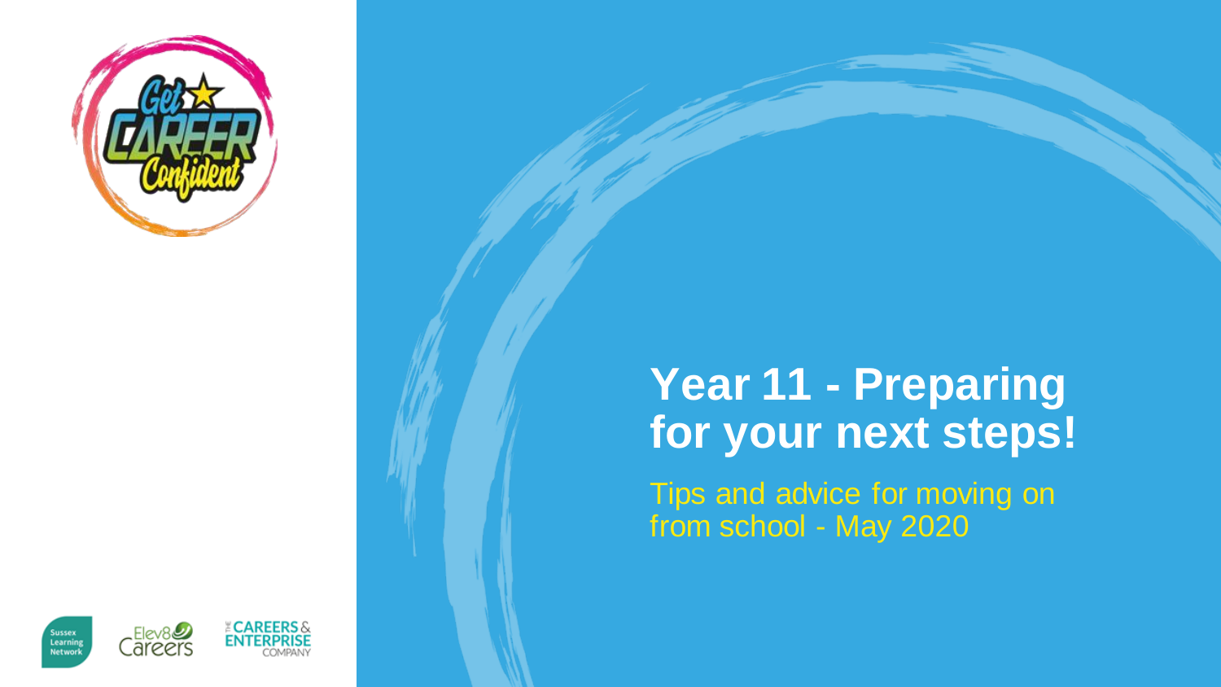# Year 11 - Preparing for your next steps!

Tips and advice for moving on from school - May 2020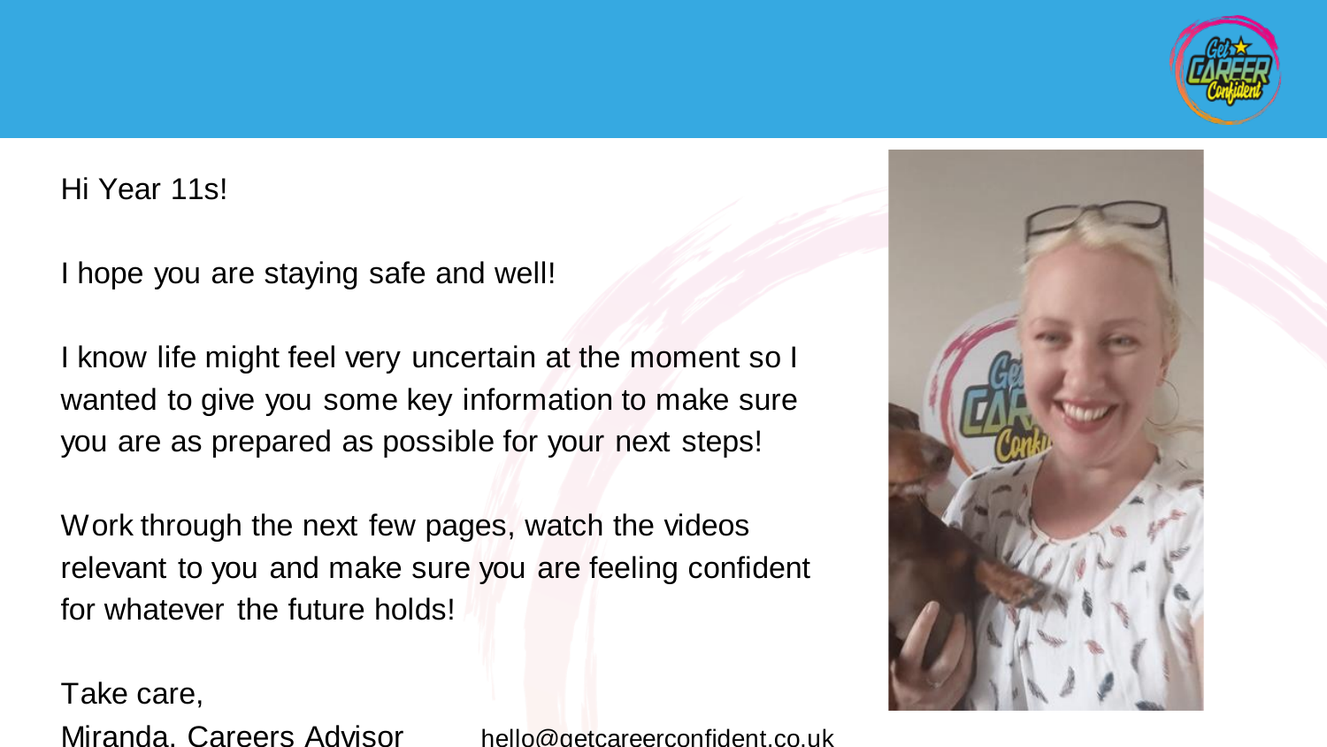Hi Year 11s!

I hope you are staying safe and well!

I know life might feel very uncertain at the moment so I wanted to give you some key information to make sure you are as prepared as possible for your next steps!

Work through the next few pages, watch the videos relevant to you and make sure you are feeling confident for whatever the future holds!

Take care,

Miranda, Careers Advisor hello@getcareerconfident.co.uk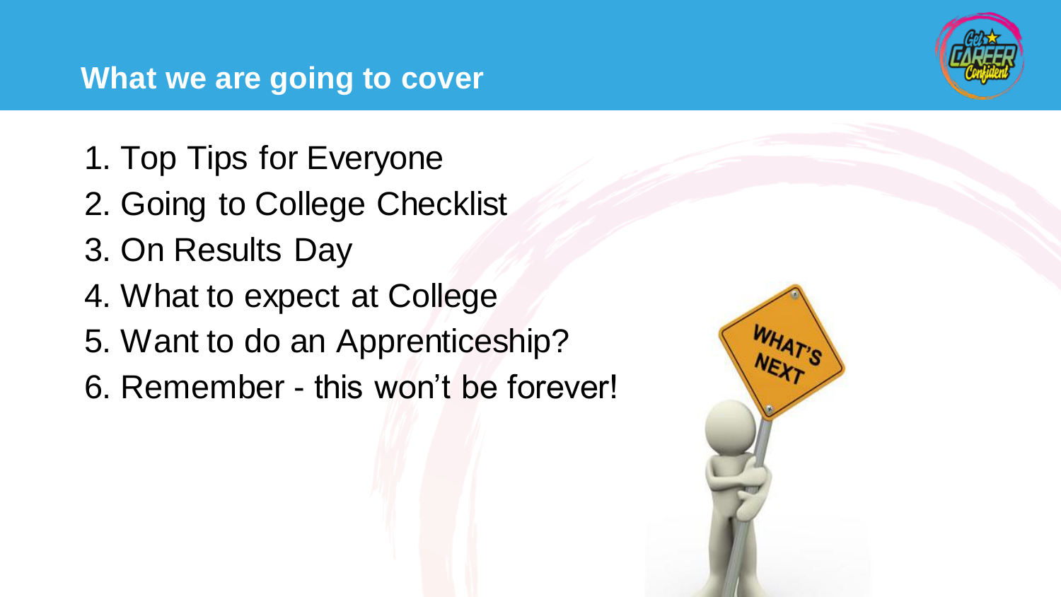## What we are going to cover

1. Top Tips for Everyone
2. Going to College Checklist
3. On Results Day
4. What to expect at College
5. Want to do an Apprenticeship?
6. Remember - this won't be forever!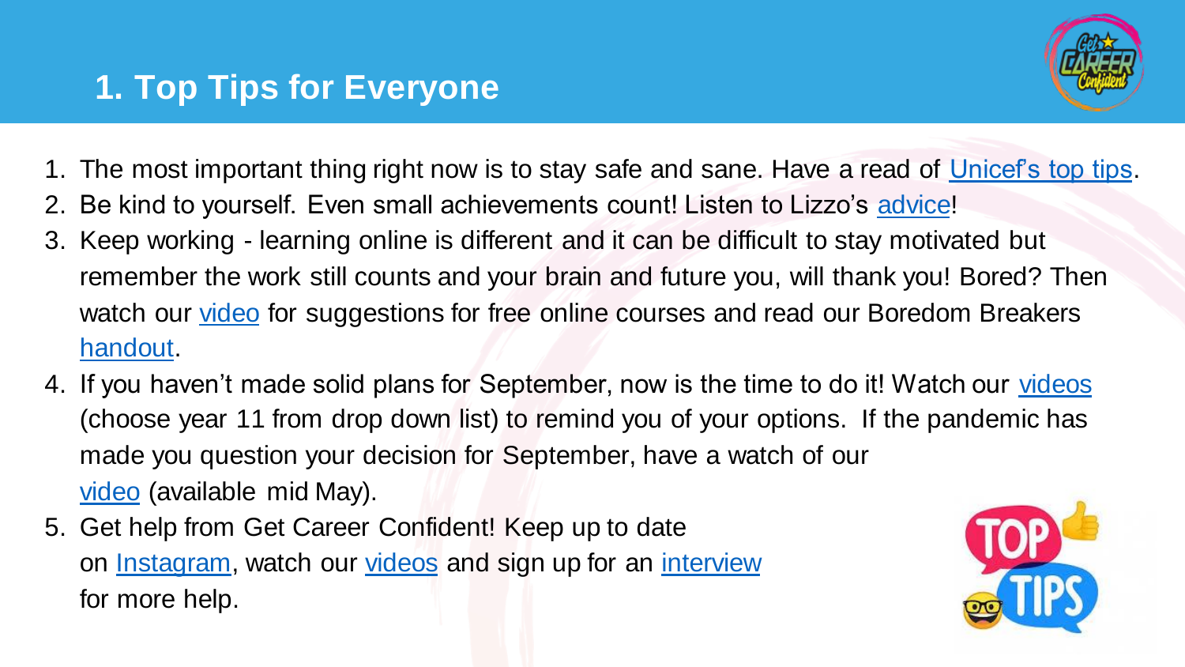# 1. Top Tips for Everyone

1. The most important thing right now is to stay safe and sane. Have a read of Unicef's top tips.
2. Be kind to yourself. Even small achievements count! Listen to Lizzo's advice!
3. Keep working - learning online is different and it can be difficult to stay motivated but remember the work still counts and your brain and future you, will thank you! Bored? Then watch our video for suggestions for free online courses and read our Boredom Breakers handout.
4. If you haven't made solid plans for September, now is the time to do it! Watch our videos (choose year 11 from drop down list) to remind you of your options. If the pandemic has made you question your decision for September, have a watch of our video (available mid May).
5. Get help from Get Career Confident! Keep up to date on Instagram, watch our videos and sign up for an interview for more help.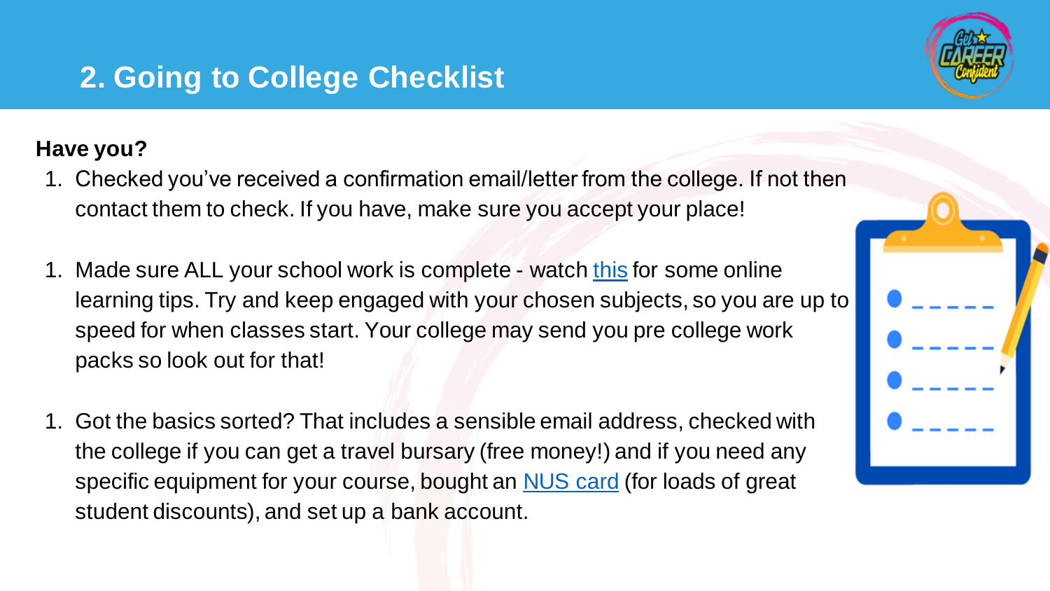## 2. Going to College Checklist

**Have you?**

1. Checked you've received a confirmation email/letter from the college. If not then contact them to check. If you have, make sure you accept your place!

1. Made sure ALL your school work is complete - watch this for some online learning tips. Try and keep engaged with your chosen subjects, so you are up to speed for when classes start. Your college may send you pre college work packs so look out for that!

1. Got the basics sorted? That includes a sensible email address, checked with the college if you can get a travel bursary (free money!) and if you need any specific equipment for your course, bought an NUS card (for loads of great student discounts), and set up a bank account.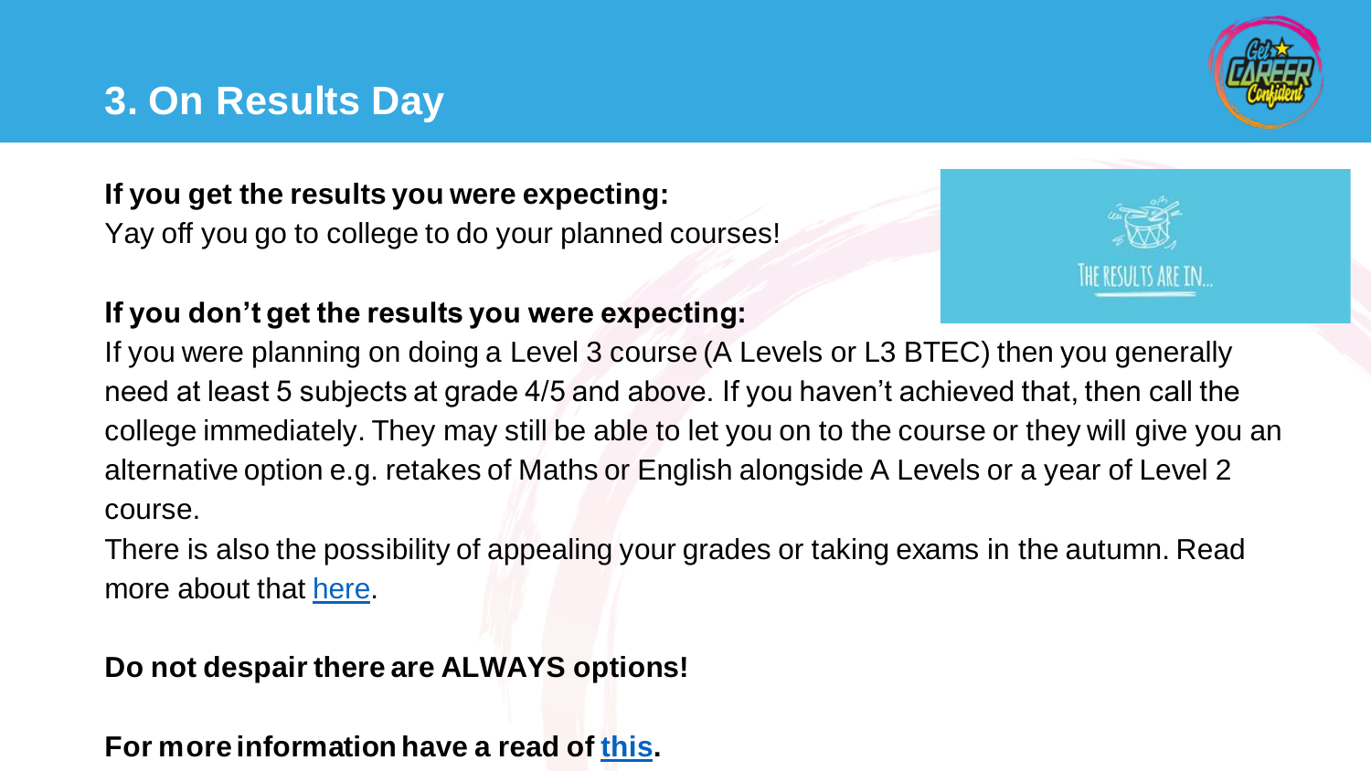# 3. On Results Day

**If you get the results you were expecting:**
Yay off you go to college to do your planned courses!

**If you don't get the results you were expecting:**
If you were planning on doing a Level 3 course (A Levels or L3 BTEC) then you generally need at least 5 subjects at grade 4/5 and above. If you haven't achieved that, then call the college immediately. They may still be able to let you on to the course or they will give you an alternative option e.g. retakes of Maths or English alongside A Levels or a year of Level 2 course.
There is also the possibility of appealing your grades or taking exams in the autumn. Read more about that here.

**Do not despair there are ALWAYS options!**

**For more information have a read of this.**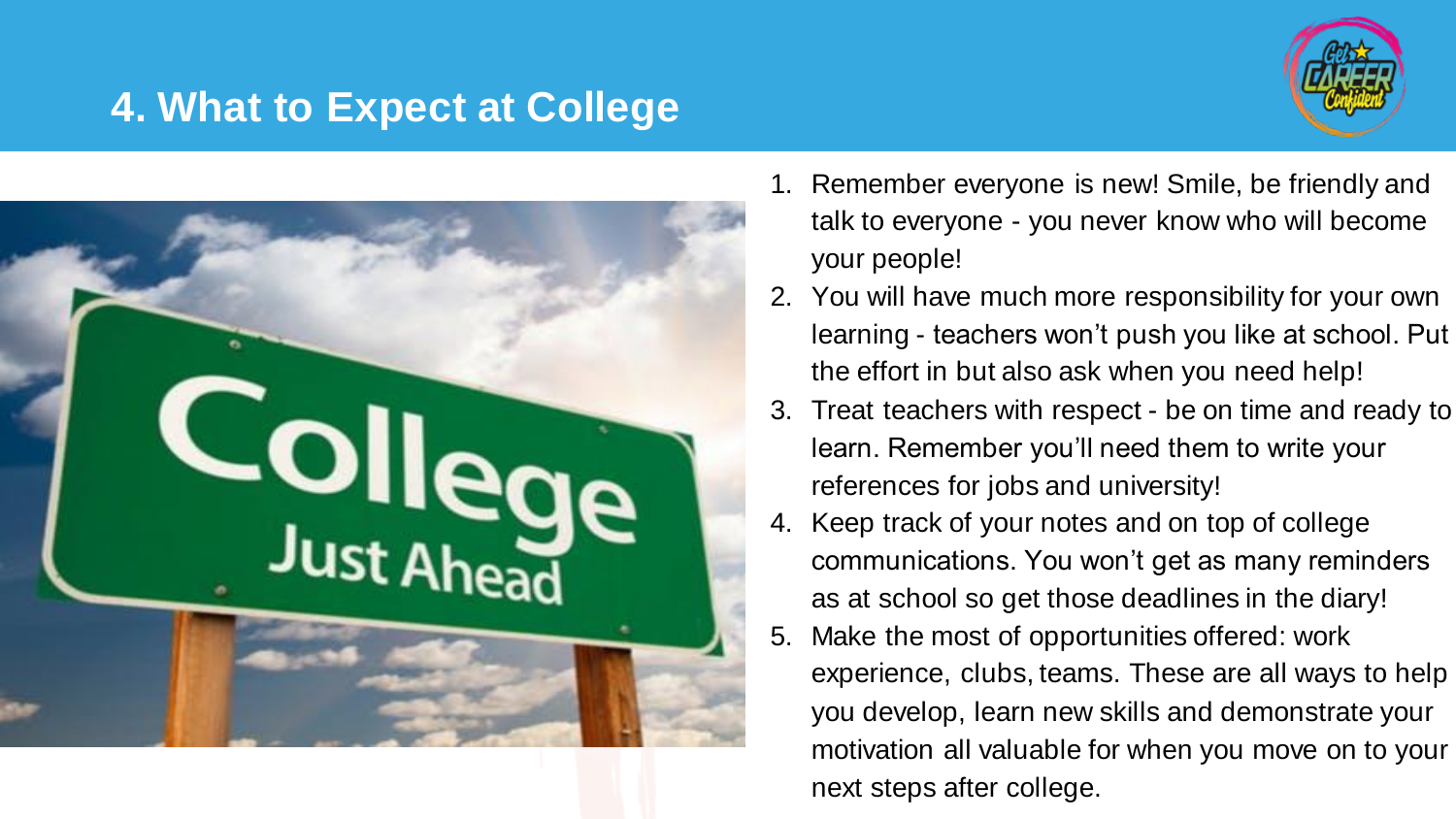## 4. What to Expect at College

1. Remember everyone is new! Smile, be friendly and talk to everyone - you never know who will become your people!
2. You will have much more responsibility for your own learning - teachers won't push you like at school. Put the effort in but also ask when you need help!
3. Treat teachers with respect - be on time and ready to learn. Remember you'll need them to write your references for jobs and university!
4. Keep track of your notes and on top of college communications. You won't get as many reminders as at school so get those deadlines in the diary!
5. Make the most of opportunities offered: work experience, clubs, teams. These are all ways to help you develop, learn new skills and demonstrate your motivation all valuable for when you move on to your next steps after college.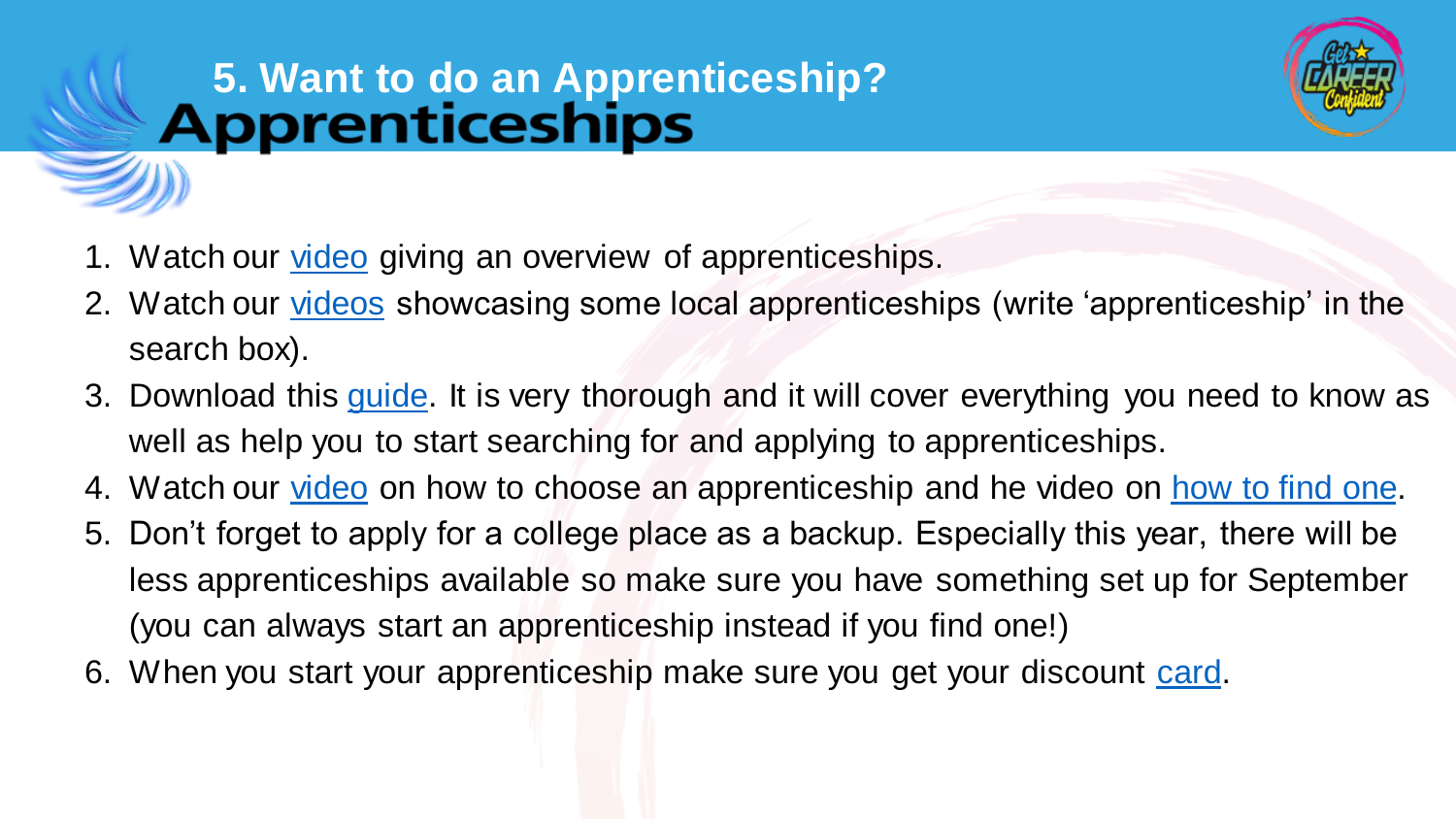# 5. Want to do an Apprenticeship?

## Apprenticeships

1. Watch our video giving an overview of apprenticeships.
2. Watch our videos showcasing some local apprenticeships (write 'apprenticeship' in the search box).
3. Download this guide. It is very thorough and it will cover everything you need to know as well as help you to start searching for and applying to apprenticeships.
4. Watch our video on how to choose an apprenticeship and he video on how to find one.
5. Don't forget to apply for a college place as a backup. Especially this year, there will be less apprenticeships available so make sure you have something set up for September (you can always start an apprenticeship instead if you find one!)
6. When you start your apprenticeship make sure you get your discount card.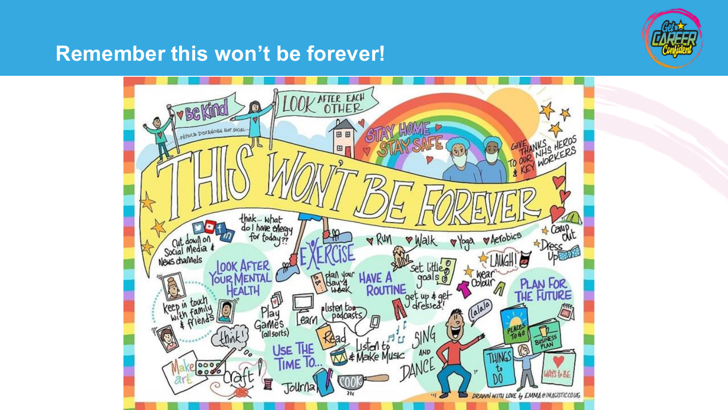# Remember this won't be forever!

♥ Be Kind

PHYSICAL DISTANCING NOT SOCIAL

LOOK AFTER EACH OTHER

STAY HOME ♥ STAY SAFE

GIVE THANKS TO OUR NHS HEROS & KEY WORKERS

THIS WON'T BE FOREVER

Cut down on Social Media & News channels

think... what do I have energy for today??

EXERCISE

♥ Run ♥ Walk ♥ Yoga ♥ Aerobics

Camp out

Dress Up

LOOK AFTER YOUR MENTAL HEALTH

plan your day & week

HAVE A ROUTINE

set little goals

LAUGH!

wear colour

PLAN FOR THE FUTURE

get up & get dressed!

Keep in touch with family & friends

Play Games (all sorts)

Learn

listen to podcasts

lalala

think!

Read

Listen to & Make Music

SING AND DANCE

PLACES TO GO

BUSINESS PLAN

THINGS to DO

WAYS to BE

Make art

Craft

USE THE TIME TO...

Journal

COOK

DRAWN WITH LOVE by EMMA @ IMAGISTIC.CO.UK